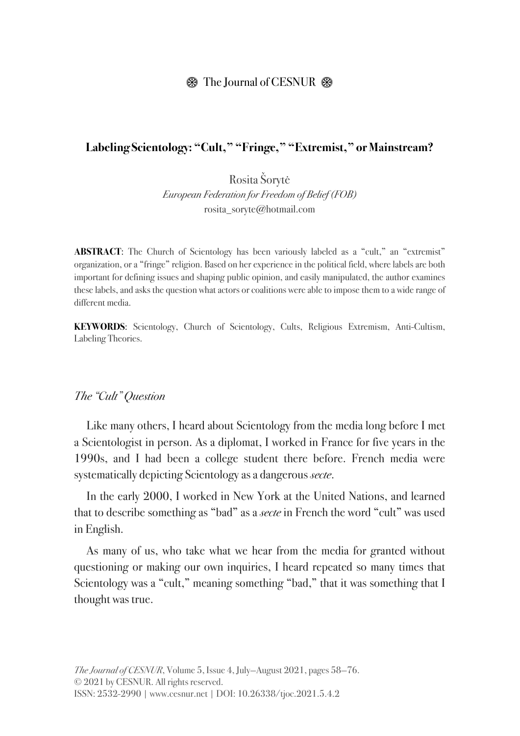# Labeling Scientology: "Cult," "Fringe," "Extremist," or Mainstream?

Rosita Šorytė  
*European Federation for Freedom of Belief (FOB)*  
rosita_soryte@hotmail.com

**ABSTRACT**: The Church of Scientology has been variously labeled as a "cult," an "extremist" organization, or a "fringe" religion. Based on her experience in the political field, where labels are both important for defining issues and shaping public opinion, and easily manipulated, the author examines these labels, and asks the question what actors or coalitions were able to impose them to a wide range of different media.

**KEYWORDS**: Scientology, Church of Scientology, Cults, Religious Extremism, Anti-Cultism, Labeling Theories.

## *The "Cult" Question*

Like many others, I heard about Scientology from the media long before I met a Scientologist in person. As a diplomat, I worked in France for five years in the 1990s, and I had been a college student there before. French media were systematically depicting Scientology as a dangerous *secte*.

In the early 2000, I worked in New York at the United Nations, and learned that to describe something as "bad" as a *secte* in French the word "cult" was used in English.

As many of us, who take what we hear from the media for granted without questioning or making our own inquiries, I heard repeated so many times that Scientology was a "cult," meaning something "bad," that it was something that I thought was true.

*The Journal of CESNUR*, Volume 5, Issue 4, July—August 2021, pages 58—76.  
© 2021 by CESNUR. All rights reserved.  
ISSN: 2532-2990 | www.cesnur.net | DOI: 10.26338/tjoc.2021.5.4.2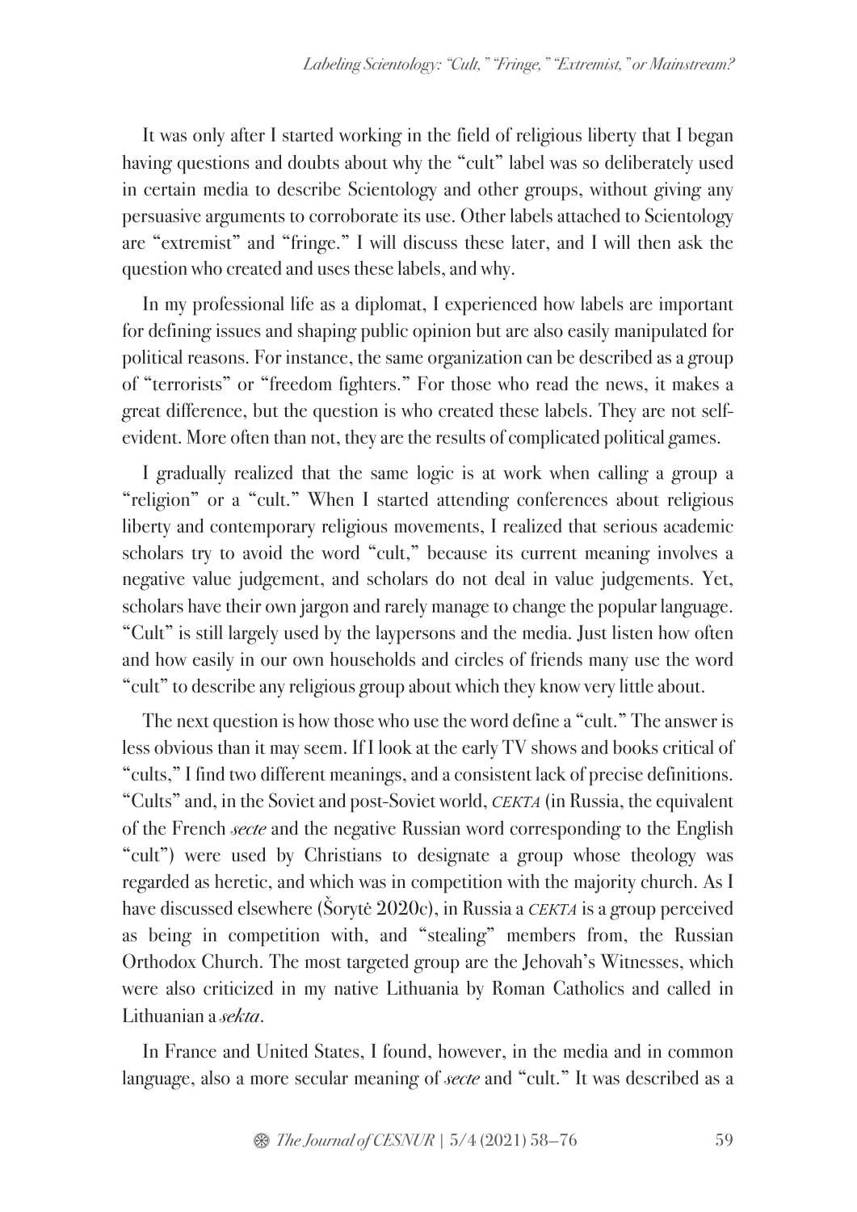It was only after I started working in the field of religious liberty that I began having questions and doubts about why the "cult" label was so deliberately used in certain media to describe Scientology and other groups, without giving any persuasive arguments to corroborate its use. Other labels attached to Scientology are "extremist" and "fringe." I will discuss these later, and I will then ask the question who created and uses these labels, and why.

In my professional life as a diplomat, I experienced how labels are important for defining issues and shaping public opinion but are also easily manipulated for political reasons. For instance, the same organization can be described as a group of "terrorists" or "freedom fighters." For those who read the news, it makes a great difference, but the question is who created these labels. They are not self-evident. More often than not, they are the results of complicated political games.

I gradually realized that the same logic is at work when calling a group a "religion" or a "cult." When I started attending conferences about religious liberty and contemporary religious movements, I realized that serious academic scholars try to avoid the word "cult," because its current meaning involves a negative value judgement, and scholars do not deal in value judgements. Yet, scholars have their own jargon and rarely manage to change the popular language. "Cult" is still largely used by the laypersons and the media. Just listen how often and how easily in our own households and circles of friends many use the word "cult" to describe any religious group about which they know very little about.

The next question is how those who use the word define a "cult." The answer is less obvious than it may seem. If I look at the early TV shows and books critical of "cults," I find two different meanings, and a consistent lack of precise definitions. "Cults" and, in the Soviet and post-Soviet world, *секта* (in Russia, the equivalent of the French *secte* and the negative Russian word corresponding to the English "cult") were used by Christians to designate a group whose theology was regarded as heretic, and which was in competition with the majority church. As I have discussed elsewhere (Šorytė 2020c), in Russia a *секта* is a group perceived as being in competition with, and "stealing" members from, the Russian Orthodox Church. The most targeted group are the Jehovah's Witnesses, which were also criticized in my native Lithuania by Roman Catholics and called in Lithuanian a *sekta*.

In France and United States, I found, however, in the media and in common language, also a more secular meaning of *secte* and "cult." It was described as a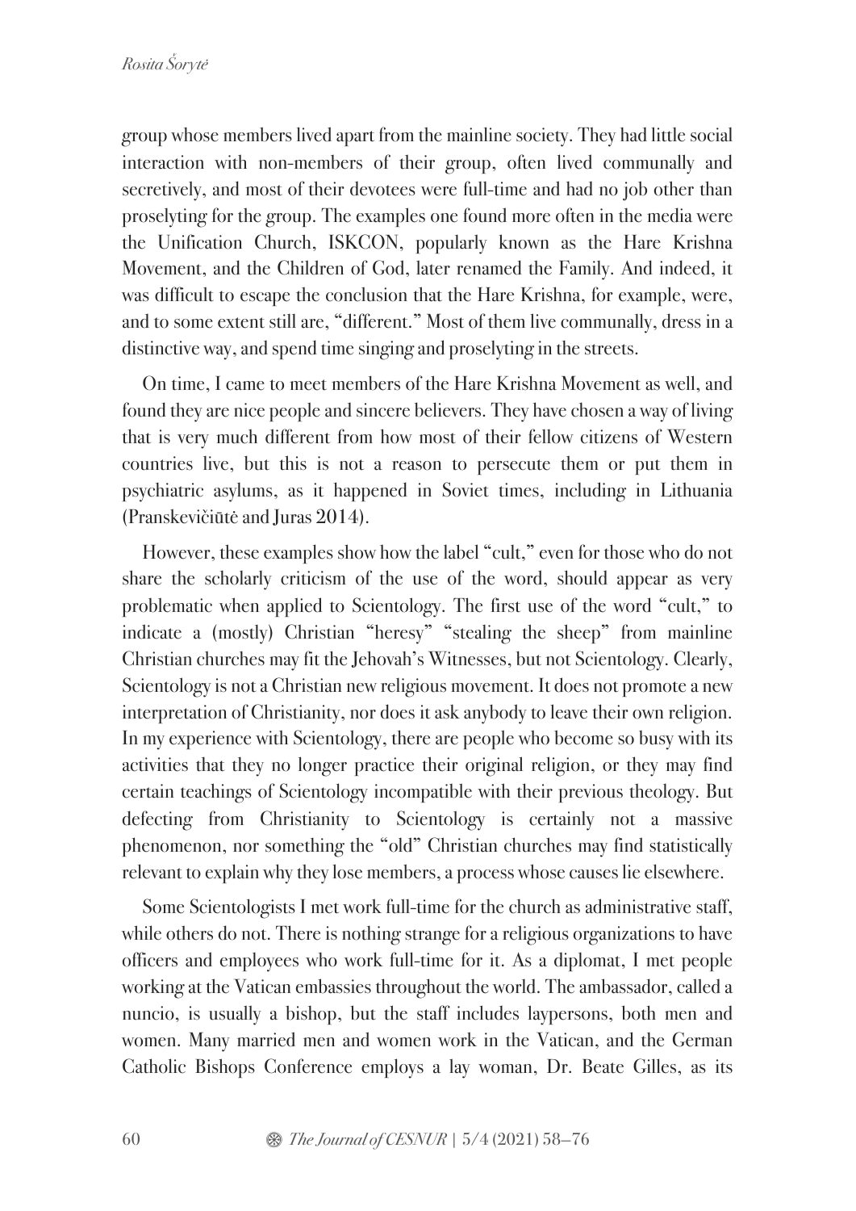group whose members lived apart from the mainline society. They had little social interaction with non-members of their group, often lived communally and secretively, and most of their devotees were full-time and had no job other than proselyting for the group. The examples one found more often in the media were the Unification Church, ISKCON, popularly known as the Hare Krishna Movement, and the Children of God, later renamed the Family. And indeed, it was difficult to escape the conclusion that the Hare Krishna, for example, were, and to some extent still are, "different." Most of them live communally, dress in a distinctive way, and spend time singing and proselyting in the streets.

On time, I came to meet members of the Hare Krishna Movement as well, and found they are nice people and sincere believers. They have chosen a way of living that is very much different from how most of their fellow citizens of Western countries live, but this is not a reason to persecute them or put them in psychiatric asylums, as it happened in Soviet times, including in Lithuania (Pranskevičiūtė and Juras 2014).

However, these examples show how the label "cult," even for those who do not share the scholarly criticism of the use of the word, should appear as very problematic when applied to Scientology. The first use of the word "cult," to indicate a (mostly) Christian "heresy" "stealing the sheep" from mainline Christian churches may fit the Jehovah's Witnesses, but not Scientology. Clearly, Scientology is not a Christian new religious movement. It does not promote a new interpretation of Christianity, nor does it ask anybody to leave their own religion. In my experience with Scientology, there are people who become so busy with its activities that they no longer practice their original religion, or they may find certain teachings of Scientology incompatible with their previous theology. But defecting from Christianity to Scientology is certainly not a massive phenomenon, nor something the "old" Christian churches may find statistically relevant to explain why they lose members, a process whose causes lie elsewhere.

Some Scientologists I met work full-time for the church as administrative staff, while others do not. There is nothing strange for a religious organizations to have officers and employees who work full-time for it. As a diplomat, I met people working at the Vatican embassies throughout the world. The ambassador, called a nuncio, is usually a bishop, but the staff includes laypersons, both men and women. Many married men and women work in the Vatican, and the German Catholic Bishops Conference employs a lay woman, Dr. Beate Gilles, as its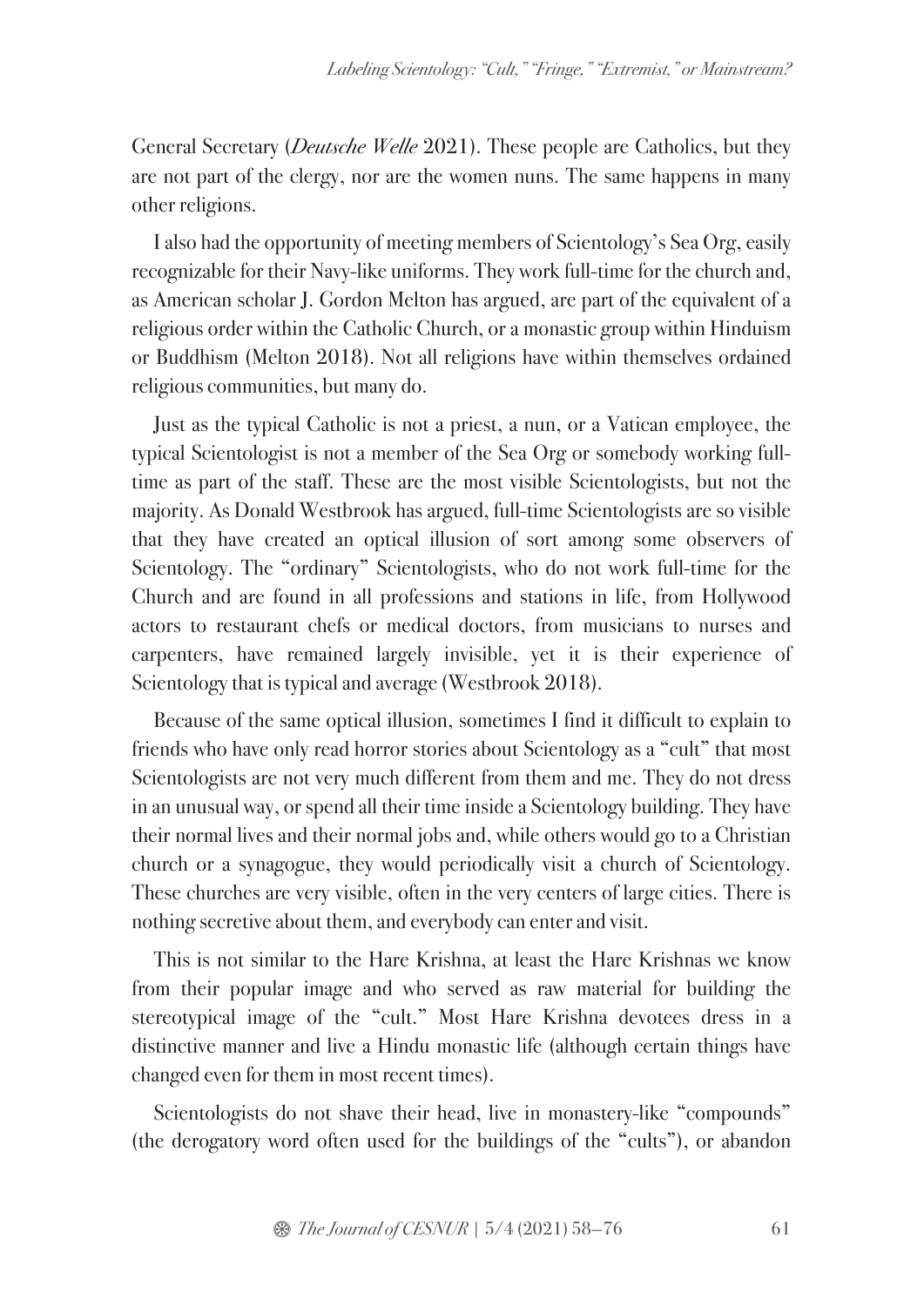General Secretary (*Deutsche Welle* 2021). These people are Catholics, but they are not part of the clergy, nor are the women nuns. The same happens in many other religions.

I also had the opportunity of meeting members of Scientology's Sea Org, easily recognizable for their Navy-like uniforms. They work full-time for the church and, as American scholar J. Gordon Melton has argued, are part of the equivalent of a religious order within the Catholic Church, or a monastic group within Hinduism or Buddhism (Melton 2018). Not all religions have within themselves ordained religious communities, but many do.

Just as the typical Catholic is not a priest, a nun, or a Vatican employee, the typical Scientologist is not a member of the Sea Org or somebody working full-time as part of the staff. These are the most visible Scientologists, but not the majority. As Donald Westbrook has argued, full-time Scientologists are so visible that they have created an optical illusion of sort among some observers of Scientology. The "ordinary" Scientologists, who do not work full-time for the Church and are found in all professions and stations in life, from Hollywood actors to restaurant chefs or medical doctors, from musicians to nurses and carpenters, have remained largely invisible, yet it is their experience of Scientology that is typical and average (Westbrook 2018).

Because of the same optical illusion, sometimes I find it difficult to explain to friends who have only read horror stories about Scientology as a "cult" that most Scientologists are not very much different from them and me. They do not dress in an unusual way, or spend all their time inside a Scientology building. They have their normal lives and their normal jobs and, while others would go to a Christian church or a synagogue, they would periodically visit a church of Scientology. These churches are very visible, often in the very centers of large cities. There is nothing secretive about them, and everybody can enter and visit.

This is not similar to the Hare Krishna, at least the Hare Krishnas we know from their popular image and who served as raw material for building the stereotypical image of the "cult." Most Hare Krishna devotees dress in a distinctive manner and live a Hindu monastic life (although certain things have changed even for them in most recent times).

Scientologists do not shave their head, live in monastery-like "compounds" (the derogatory word often used for the buildings of the "cults"), or abandon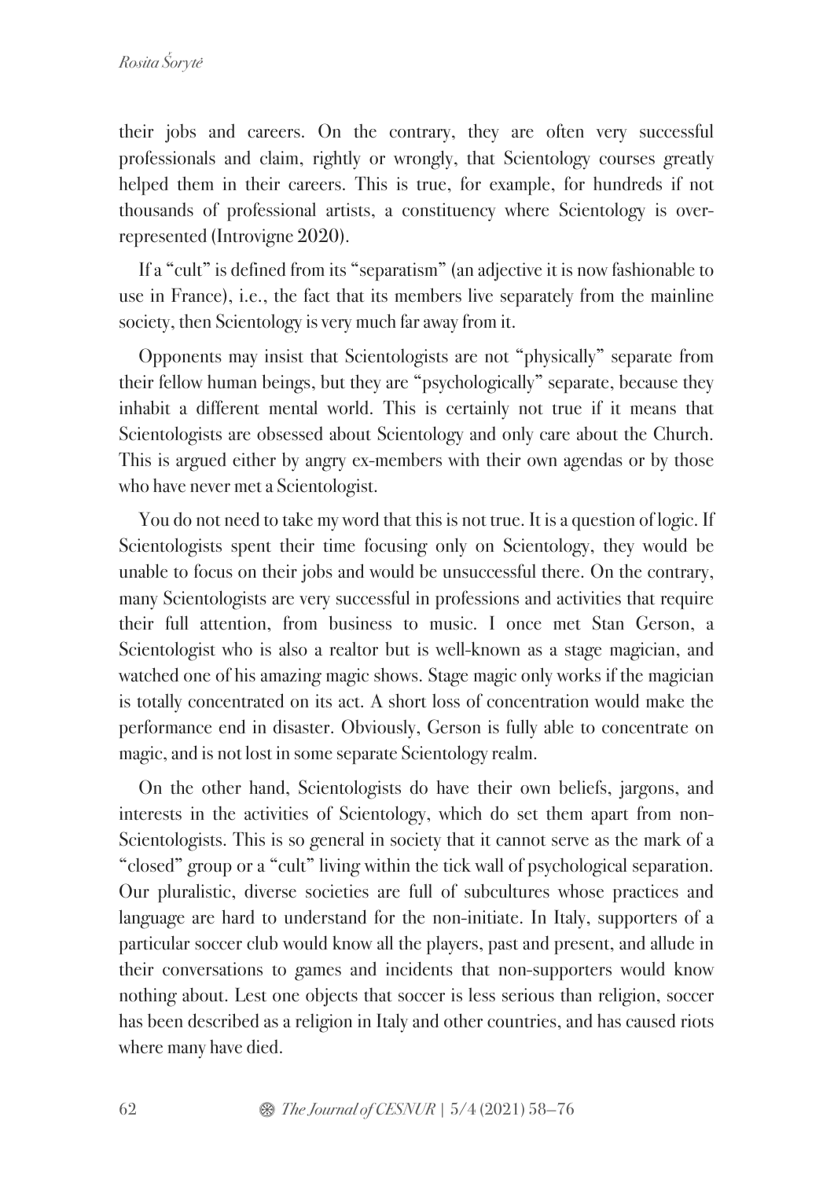their jobs and careers. On the contrary, they are often very successful professionals and claim, rightly or wrongly, that Scientology courses greatly helped them in their careers. This is true, for example, for hundreds if not thousands of professional artists, a constituency where Scientology is over-represented (Introvigne 2020).

If a "cult" is defined from its "separatism" (an adjective it is now fashionable to use in France), i.e., the fact that its members live separately from the mainline society, then Scientology is very much far away from it.

Opponents may insist that Scientologists are not "physically" separate from their fellow human beings, but they are "psychologically" separate, because they inhabit a different mental world. This is certainly not true if it means that Scientologists are obsessed about Scientology and only care about the Church. This is argued either by angry ex-members with their own agendas or by those who have never met a Scientologist.

You do not need to take my word that this is not true. It is a question of logic. If Scientologists spent their time focusing only on Scientology, they would be unable to focus on their jobs and would be unsuccessful there. On the contrary, many Scientologists are very successful in professions and activities that require their full attention, from business to music. I once met Stan Gerson, a Scientologist who is also a realtor but is well-known as a stage magician, and watched one of his amazing magic shows. Stage magic only works if the magician is totally concentrated on its act. A short loss of concentration would make the performance end in disaster. Obviously, Gerson is fully able to concentrate on magic, and is not lost in some separate Scientology realm.

On the other hand, Scientologists do have their own beliefs, jargons, and interests in the activities of Scientology, which do set them apart from non-Scientologists. This is so general in society that it cannot serve as the mark of a "closed" group or a "cult" living within the tick wall of psychological separation. Our pluralistic, diverse societies are full of subcultures whose practices and language are hard to understand for the non-initiate. In Italy, supporters of a particular soccer club would know all the players, past and present, and allude in their conversations to games and incidents that non-supporters would know nothing about. Lest one objects that soccer is less serious than religion, soccer has been described as a religion in Italy and other countries, and has caused riots where many have died.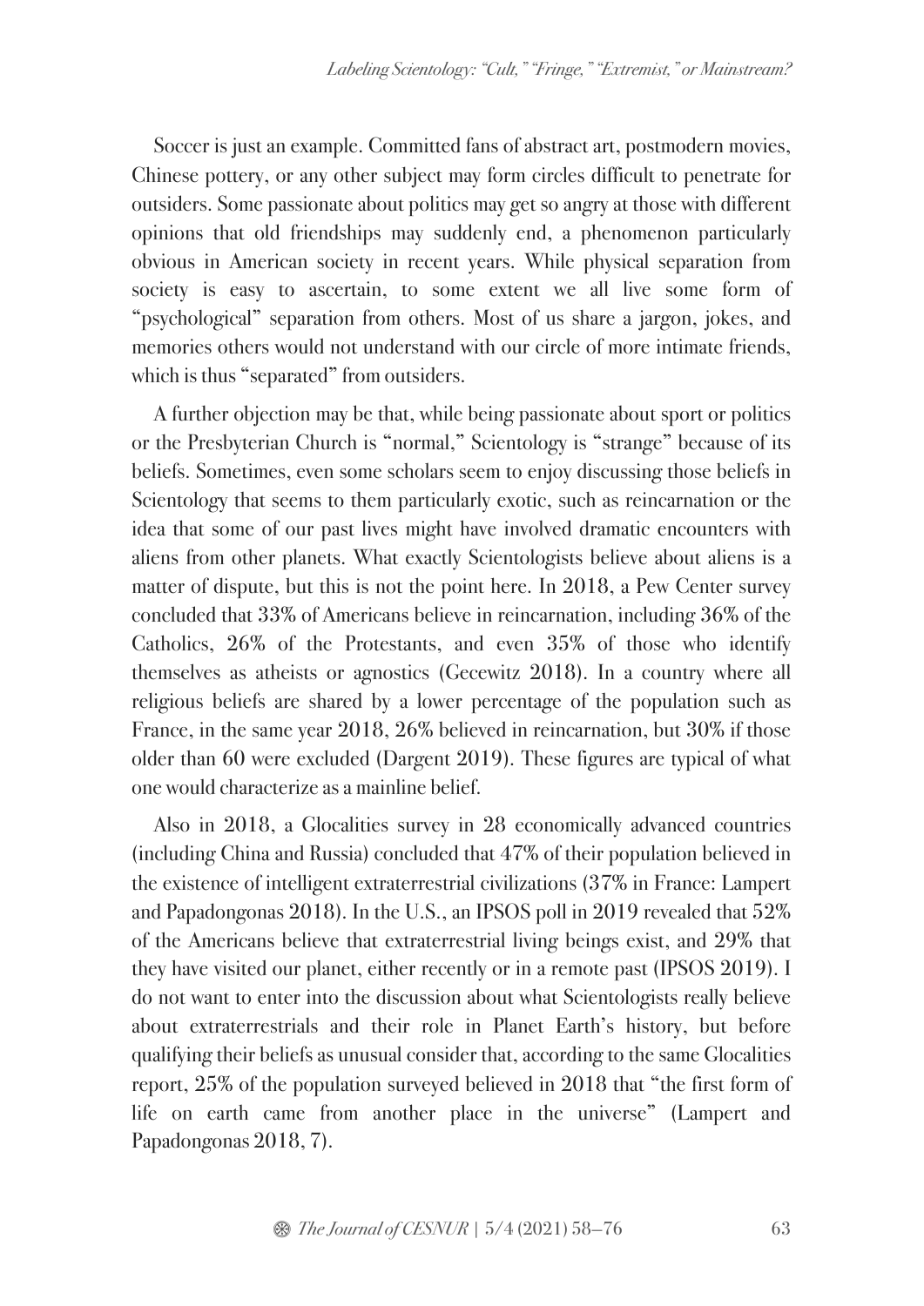Soccer is just an example. Committed fans of abstract art, postmodern movies, Chinese pottery, or any other subject may form circles difficult to penetrate for outsiders. Some passionate about politics may get so angry at those with different opinions that old friendships may suddenly end, a phenomenon particularly obvious in American society in recent years. While physical separation from society is easy to ascertain, to some extent we all live some form of "psychological" separation from others. Most of us share a jargon, jokes, and memories others would not understand with our circle of more intimate friends, which is thus "separated" from outsiders.

A further objection may be that, while being passionate about sport or politics or the Presbyterian Church is "normal," Scientology is "strange" because of its beliefs. Sometimes, even some scholars seem to enjoy discussing those beliefs in Scientology that seems to them particularly exotic, such as reincarnation or the idea that some of our past lives might have involved dramatic encounters with aliens from other planets. What exactly Scientologists believe about aliens is a matter of dispute, but this is not the point here. In 2018, a Pew Center survey concluded that 33% of Americans believe in reincarnation, including 36% of the Catholics, 26% of the Protestants, and even 35% of those who identify themselves as atheists or agnostics (Gecewitz 2018). In a country where all religious beliefs are shared by a lower percentage of the population such as France, in the same year 2018, 26% believed in reincarnation, but 30% if those older than 60 were excluded (Dargent 2019). These figures are typical of what one would characterize as a mainline belief.

Also in 2018, a Glocalities survey in 28 economically advanced countries (including China and Russia) concluded that 47% of their population believed in the existence of intelligent extraterrestrial civilizations (37% in France: Lampert and Papadongonas 2018). In the U.S., an IPSOS poll in 2019 revealed that 52% of the Americans believe that extraterrestrial living beings exist, and 29% that they have visited our planet, either recently or in a remote past (IPSOS 2019). I do not want to enter into the discussion about what Scientologists really believe about extraterrestrials and their role in Planet Earth's history, but before qualifying their beliefs as unusual consider that, according to the same Glocalities report, 25% of the population surveyed believed in 2018 that "the first form of life on earth came from another place in the universe" (Lampert and Papadongonas 2018, 7).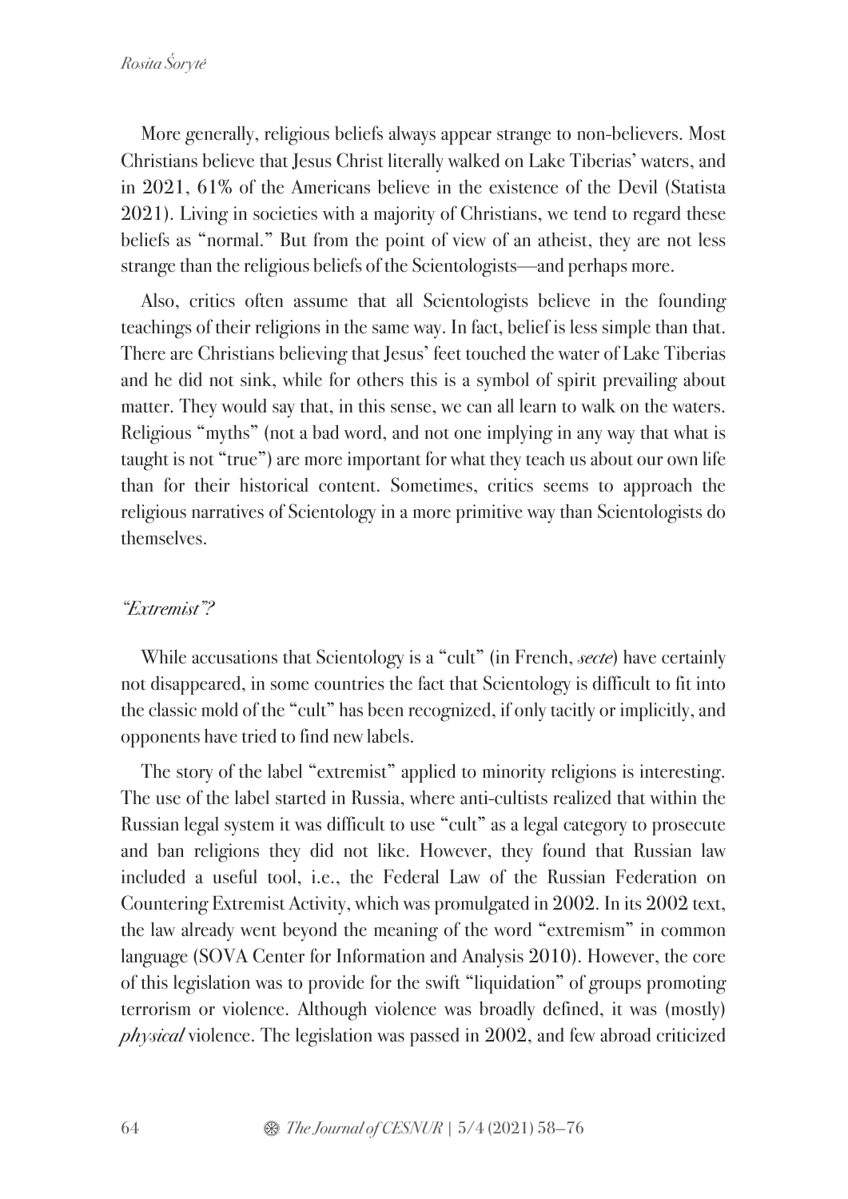More generally, religious beliefs always appear strange to non-believers. Most Christians believe that Jesus Christ literally walked on Lake Tiberias' waters, and in 2021, 61% of the Americans believe in the existence of the Devil (Statista 2021). Living in societies with a majority of Christians, we tend to regard these beliefs as "normal." But from the point of view of an atheist, they are not less strange than the religious beliefs of the Scientologists—and perhaps more.

Also, critics often assume that all Scientologists believe in the founding teachings of their religions in the same way. In fact, belief is less simple than that. There are Christians believing that Jesus' feet touched the water of Lake Tiberias and he did not sink, while for others this is a symbol of spirit prevailing about matter. They would say that, in this sense, we can all learn to walk on the waters. Religious "myths" (not a bad word, and not one implying in any way that what is taught is not "true") are more important for what they teach us about our own life than for their historical content. Sometimes, critics seems to approach the religious narratives of Scientology in a more primitive way than Scientologists do themselves.

### *"Extremist"?*

While accusations that Scientology is a "cult" (in French, *secte*) have certainly not disappeared, in some countries the fact that Scientology is difficult to fit into the classic mold of the "cult" has been recognized, if only tacitly or implicitly, and opponents have tried to find new labels.

The story of the label "extremist" applied to minority religions is interesting. The use of the label started in Russia, where anti-cultists realized that within the Russian legal system it was difficult to use "cult" as a legal category to prosecute and ban religions they did not like. However, they found that Russian law included a useful tool, i.e., the Federal Law of the Russian Federation on Countering Extremist Activity, which was promulgated in 2002. In its 2002 text, the law already went beyond the meaning of the word "extremism" in common language (SOVA Center for Information and Analysis 2010). However, the core of this legislation was to provide for the swift "liquidation" of groups promoting terrorism or violence. Although violence was broadly defined, it was (mostly) *physical* violence. The legislation was passed in 2002, and few abroad criticized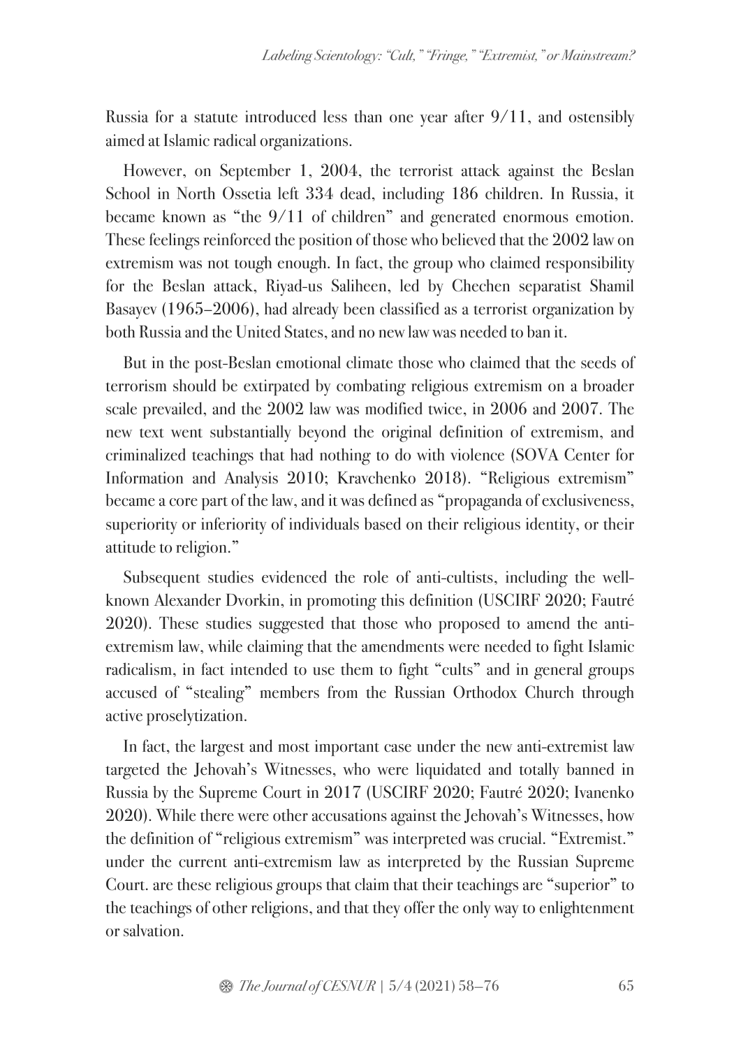Russia for a statute introduced less than one year after 9/11, and ostensibly aimed at Islamic radical organizations.

However, on September 1, 2004, the terrorist attack against the Beslan School in North Ossetia left 334 dead, including 186 children. In Russia, it became known as "the 9/11 of children" and generated enormous emotion. These feelings reinforced the position of those who believed that the 2002 law on extremism was not tough enough. In fact, the group who claimed responsibility for the Beslan attack, Riyad-us Saliheen, led by Chechen separatist Shamil Basayev (1965–2006), had already been classified as a terrorist organization by both Russia and the United States, and no new law was needed to ban it.

But in the post-Beslan emotional climate those who claimed that the seeds of terrorism should be extirpated by combating religious extremism on a broader scale prevailed, and the 2002 law was modified twice, in 2006 and 2007. The new text went substantially beyond the original definition of extremism, and criminalized teachings that had nothing to do with violence (SOVA Center for Information and Analysis 2010; Kravchenko 2018). "Religious extremism" became a core part of the law, and it was defined as "propaganda of exclusiveness, superiority or inferiority of individuals based on their religious identity, or their attitude to religion."

Subsequent studies evidenced the role of anti-cultists, including the well-known Alexander Dvorkin, in promoting this definition (USCIRF 2020; Fautré 2020). These studies suggested that those who proposed to amend the anti-extremism law, while claiming that the amendments were needed to fight Islamic radicalism, in fact intended to use them to fight "cults" and in general groups accused of "stealing" members from the Russian Orthodox Church through active proselytization.

In fact, the largest and most important case under the new anti-extremist law targeted the Jehovah's Witnesses, who were liquidated and totally banned in Russia by the Supreme Court in 2017 (USCIRF 2020; Fautré 2020; Ivanenko 2020). While there were other accusations against the Jehovah's Witnesses, how the definition of "religious extremism" was interpreted was crucial. "Extremist." under the current anti-extremism law as interpreted by the Russian Supreme Court. are these religious groups that claim that their teachings are "superior" to the teachings of other religions, and that they offer the only way to enlightenment or salvation.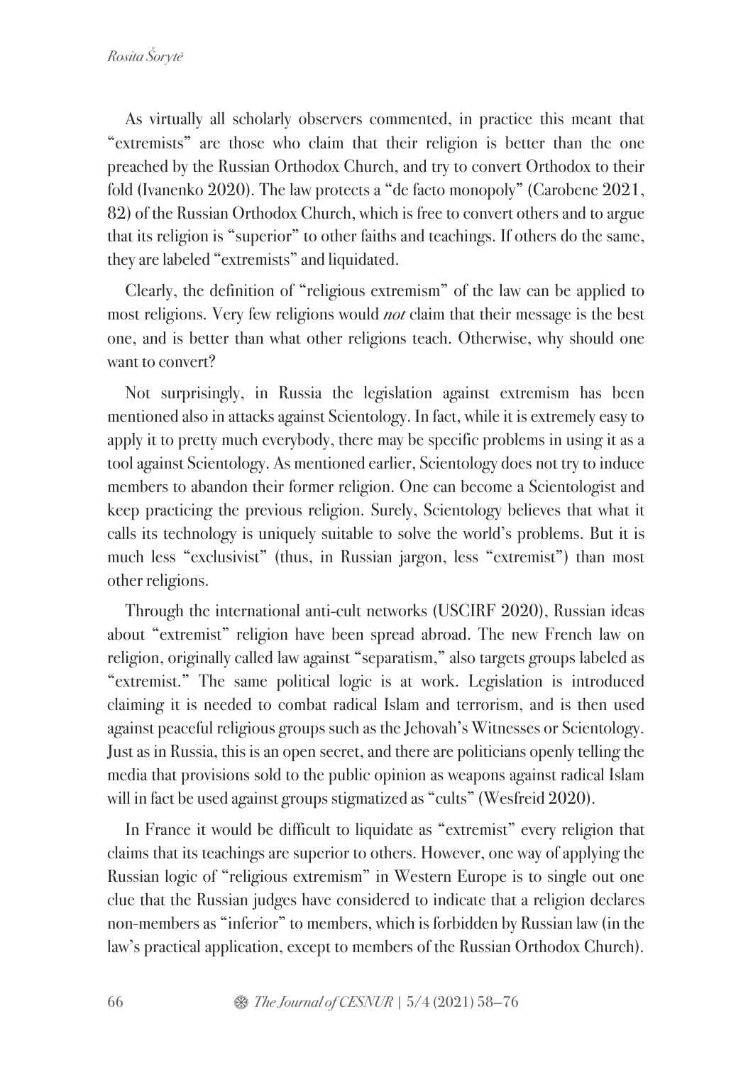As virtually all scholarly observers commented, in practice this meant that "extremists" are those who claim that their religion is better than the one preached by the Russian Orthodox Church, and try to convert Orthodox to their fold (Ivanenko 2020). The law protects a "de facto monopoly" (Carobene 2021, 82) of the Russian Orthodox Church, which is free to convert others and to argue that its religion is "superior" to other faiths and teachings. If others do the same, they are labeled "extremists" and liquidated.

Clearly, the definition of "religious extremism" of the law can be applied to most religions. Very few religions would *not* claim that their message is the best one, and is better than what other religions teach. Otherwise, why should one want to convert?

Not surprisingly, in Russia the legislation against extremism has been mentioned also in attacks against Scientology. In fact, while it is extremely easy to apply it to pretty much everybody, there may be specific problems in using it as a tool against Scientology. As mentioned earlier, Scientology does not try to induce members to abandon their former religion. One can become a Scientologist and keep practicing the previous religion. Surely, Scientology believes that what it calls its technology is uniquely suitable to solve the world's problems. But it is much less "exclusivist" (thus, in Russian jargon, less "extremist") than most other religions.

Through the international anti-cult networks (USCIRF 2020), Russian ideas about "extremist" religion have been spread abroad. The new French law on religion, originally called law against "separatism," also targets groups labeled as "extremist." The same political logic is at work. Legislation is introduced claiming it is needed to combat radical Islam and terrorism, and is then used against peaceful religious groups such as the Jehovah's Witnesses or Scientology. Just as in Russia, this is an open secret, and there are politicians openly telling the media that provisions sold to the public opinion as weapons against radical Islam will in fact be used against groups stigmatized as "cults" (Wesfreid 2020).

In France it would be difficult to liquidate as "extremist" every religion that claims that its teachings are superior to others. However, one way of applying the Russian logic of "religious extremism" in Western Europe is to single out one clue that the Russian judges have considered to indicate that a religion declares non-members as "inferior" to members, which is forbidden by Russian law (in the law's practical application, except to members of the Russian Orthodox Church).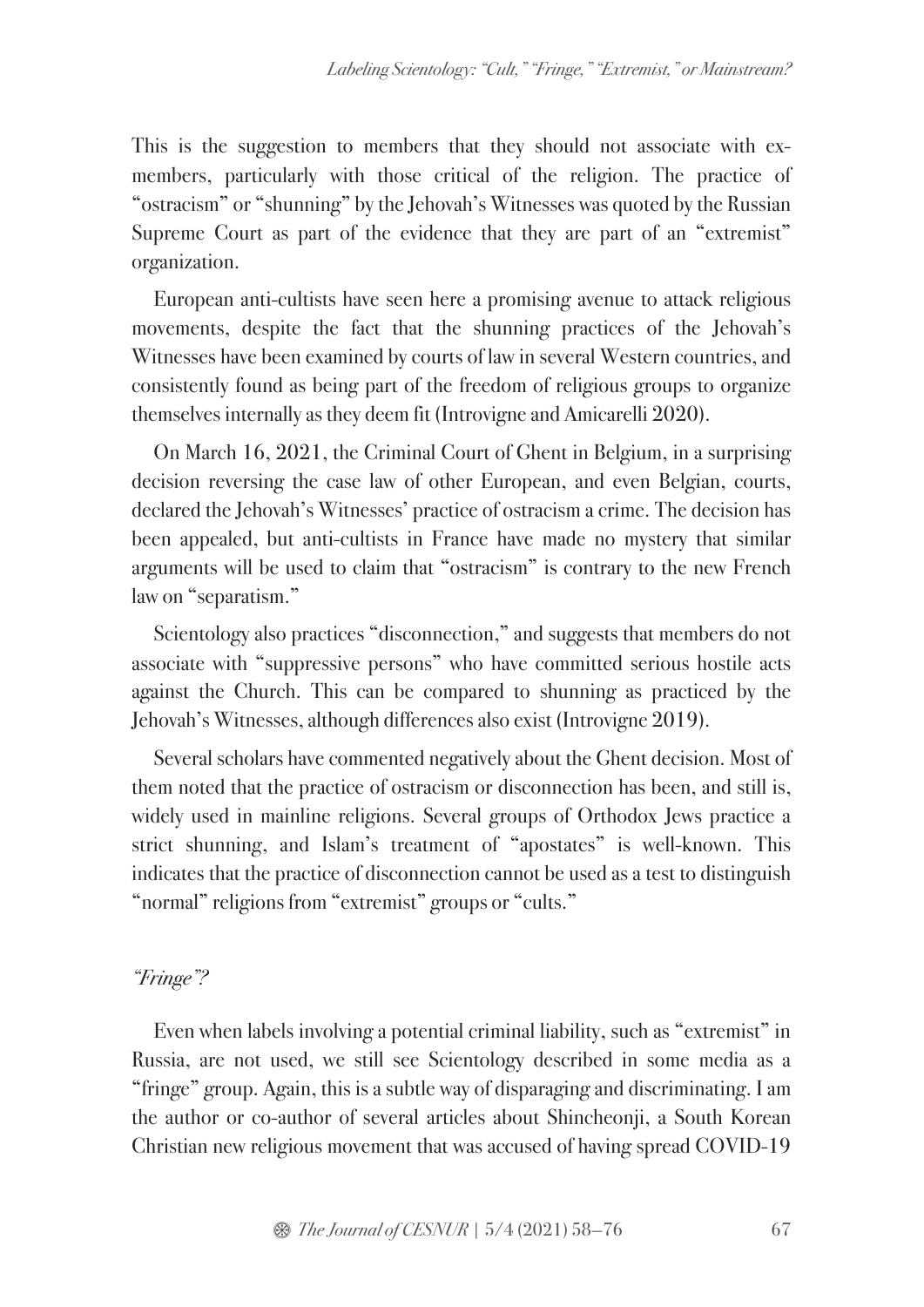This is the suggestion to members that they should not associate with ex-members, particularly with those critical of the religion. The practice of "ostracism" or "shunning" by the Jehovah's Witnesses was quoted by the Russian Supreme Court as part of the evidence that they are part of an "extremist" organization.

European anti-cultists have seen here a promising avenue to attack religious movements, despite the fact that the shunning practices of the Jehovah's Witnesses have been examined by courts of law in several Western countries, and consistently found as being part of the freedom of religious groups to organize themselves internally as they deem fit (Introvigne and Amicarelli 2020).

On March 16, 2021, the Criminal Court of Ghent in Belgium, in a surprising decision reversing the case law of other European, and even Belgian, courts, declared the Jehovah's Witnesses' practice of ostracism a crime. The decision has been appealed, but anti-cultists in France have made no mystery that similar arguments will be used to claim that "ostracism" is contrary to the new French law on "separatism."

Scientology also practices "disconnection," and suggests that members do not associate with "suppressive persons" who have committed serious hostile acts against the Church. This can be compared to shunning as practiced by the Jehovah's Witnesses, although differences also exist (Introvigne 2019).

Several scholars have commented negatively about the Ghent decision. Most of them noted that the practice of ostracism or disconnection has been, and still is, widely used in mainline religions. Several groups of Orthodox Jews practice a strict shunning, and Islam's treatment of "apostates" is well-known. This indicates that the practice of disconnection cannot be used as a test to distinguish "normal" religions from "extremist" groups or "cults."

### *"Fringe"?*

Even when labels involving a potential criminal liability, such as "extremist" in Russia, are not used, we still see Scientology described in some media as a "fringe" group. Again, this is a subtle way of disparaging and discriminating. I am the author or co-author of several articles about Shincheonji, a South Korean Christian new religious movement that was accused of having spread COVID-19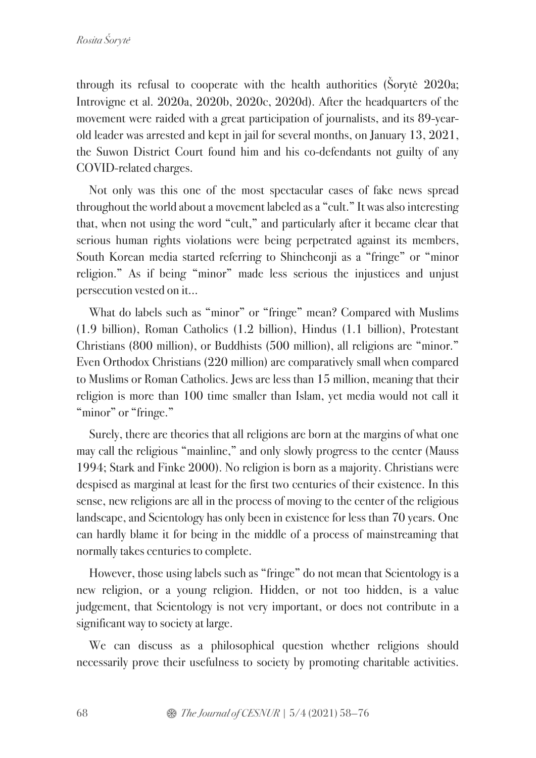through its refusal to cooperate with the health authorities (Šorytė 2020a; Introvigne et al. 2020a, 2020b, 2020c, 2020d). After the headquarters of the movement were raided with a great participation of journalists, and its 89-year-old leader was arrested and kept in jail for several months, on January 13, 2021, the Suwon District Court found him and his co-defendants not guilty of any COVID-related charges.

Not only was this one of the most spectacular cases of fake news spread throughout the world about a movement labeled as a "cult." It was also interesting that, when not using the word "cult," and particularly after it became clear that serious human rights violations were being perpetrated against its members, South Korean media started referring to Shincheonji as a "fringe" or "minor religion." As if being "minor" made less serious the injustices and unjust persecution vested on it…

What do labels such as "minor" or "fringe" mean? Compared with Muslims (1.9 billion), Roman Catholics (1.2 billion), Hindus (1.1 billion), Protestant Christians (800 million), or Buddhists (500 million), all religions are "minor." Even Orthodox Christians (220 million) are comparatively small when compared to Muslims or Roman Catholics. Jews are less than 15 million, meaning that their religion is more than 100 time smaller than Islam, yet media would not call it "minor" or "fringe."

Surely, there are theories that all religions are born at the margins of what one may call the religious "mainline," and only slowly progress to the center (Mauss 1994; Stark and Finke 2000). No religion is born as a majority. Christians were despised as marginal at least for the first two centuries of their existence. In this sense, new religions are all in the process of moving to the center of the religious landscape, and Scientology has only been in existence for less than 70 years. One can hardly blame it for being in the middle of a process of mainstreaming that normally takes centuries to complete.

However, those using labels such as "fringe" do not mean that Scientology is a new religion, or a young religion. Hidden, or not too hidden, is a value judgement, that Scientology is not very important, or does not contribute in a significant way to society at large.

We can discuss as a philosophical question whether religions should necessarily prove their usefulness to society by promoting charitable activities.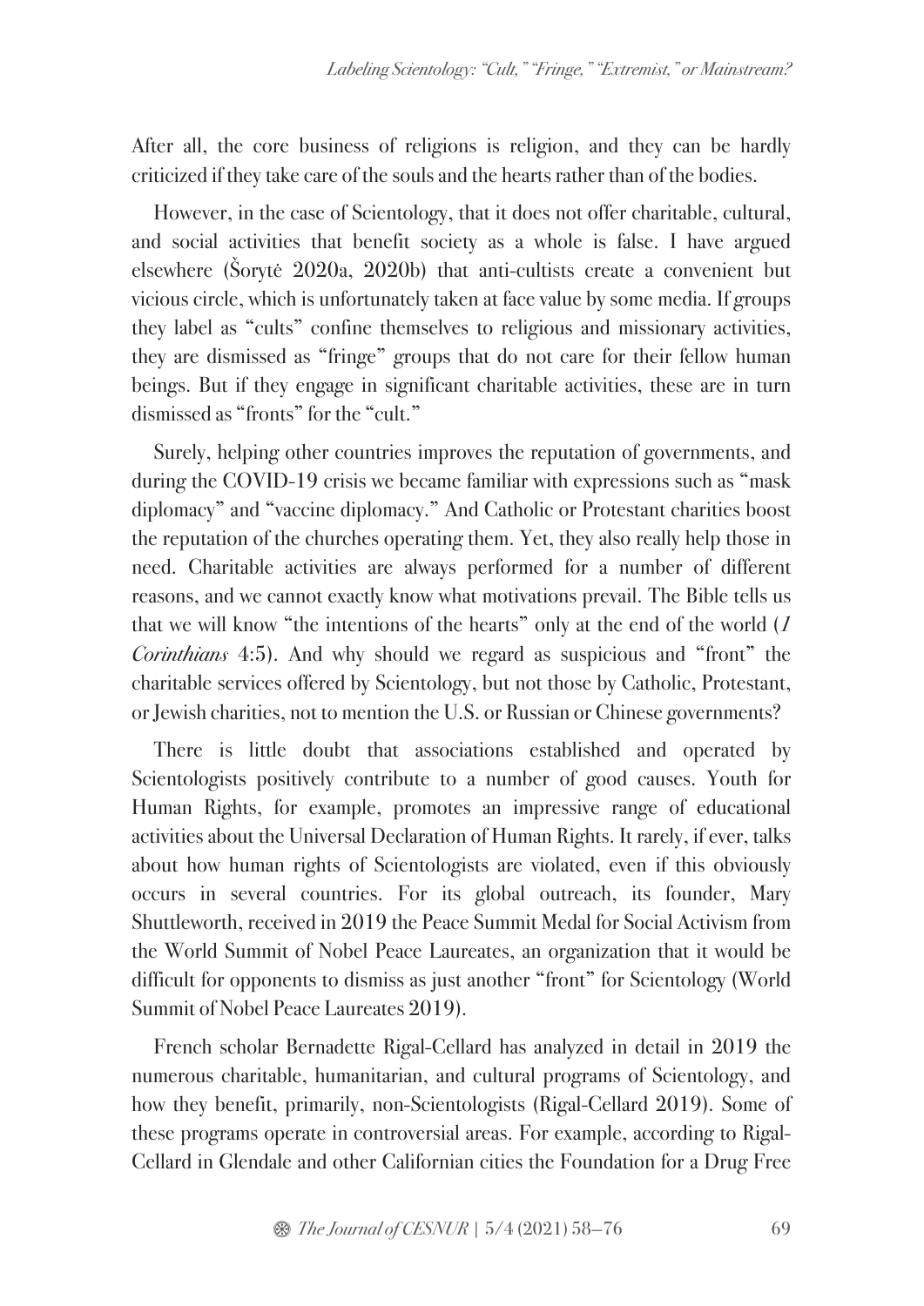After all, the core business of religions is religion, and they can be hardly criticized if they take care of the souls and the hearts rather than of the bodies.

However, in the case of Scientology, that it does not offer charitable, cultural, and social activities that benefit society as a whole is false. I have argued elsewhere (Šorytė 2020a, 2020b) that anti-cultists create a convenient but vicious circle, which is unfortunately taken at face value by some media. If groups they label as "cults" confine themselves to religious and missionary activities, they are dismissed as "fringe" groups that do not care for their fellow human beings. But if they engage in significant charitable activities, these are in turn dismissed as "fronts" for the "cult."

Surely, helping other countries improves the reputation of governments, and during the COVID-19 crisis we became familiar with expressions such as "mask diplomacy" and "vaccine diplomacy." And Catholic or Protestant charities boost the reputation of the churches operating them. Yet, they also really help those in need. Charitable activities are always performed for a number of different reasons, and we cannot exactly know what motivations prevail. The Bible tells us that we will know "the intentions of the hearts" only at the end of the world (*1 Corinthians* 4:5). And why should we regard as suspicious and "front" the charitable services offered by Scientology, but not those by Catholic, Protestant, or Jewish charities, not to mention the U.S. or Russian or Chinese governments?

There is little doubt that associations established and operated by Scientologists positively contribute to a number of good causes. Youth for Human Rights, for example, promotes an impressive range of educational activities about the Universal Declaration of Human Rights. It rarely, if ever, talks about how human rights of Scientologists are violated, even if this obviously occurs in several countries. For its global outreach, its founder, Mary Shuttleworth, received in 2019 the Peace Summit Medal for Social Activism from the World Summit of Nobel Peace Laureates, an organization that it would be difficult for opponents to dismiss as just another "front" for Scientology (World Summit of Nobel Peace Laureates 2019).

French scholar Bernadette Rigal-Cellard has analyzed in detail in 2019 the numerous charitable, humanitarian, and cultural programs of Scientology, and how they benefit, primarily, non-Scientologists (Rigal-Cellard 2019). Some of these programs operate in controversial areas. For example, according to Rigal-Cellard in Glendale and other Californian cities the Foundation for a Drug Free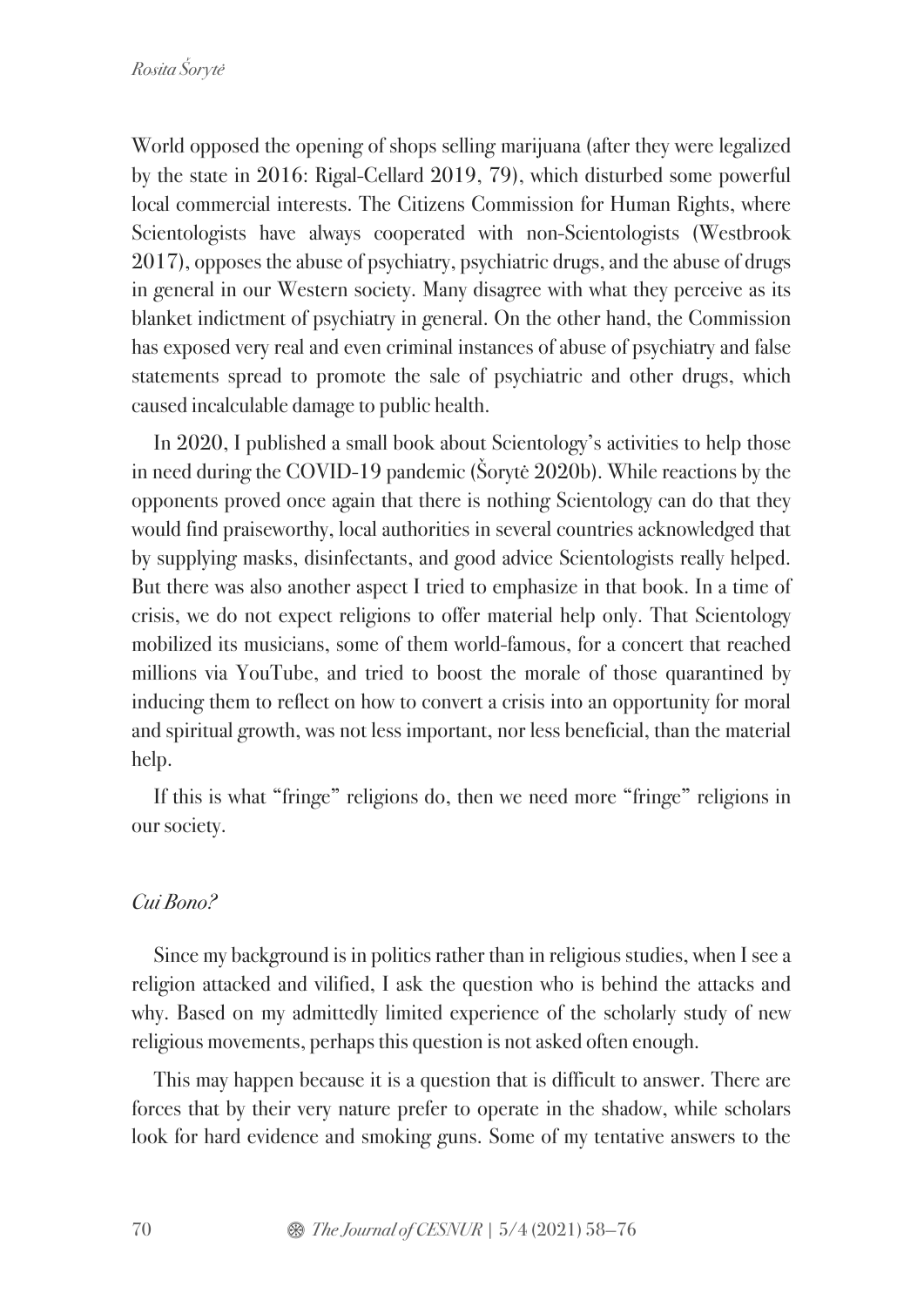World opposed the opening of shops selling marijuana (after they were legalized by the state in 2016: Rigal-Cellard 2019, 79), which disturbed some powerful local commercial interests. The Citizens Commission for Human Rights, where Scientologists have always cooperated with non-Scientologists (Westbrook 2017), opposes the abuse of psychiatry, psychiatric drugs, and the abuse of drugs in general in our Western society. Many disagree with what they perceive as its blanket indictment of psychiatry in general. On the other hand, the Commission has exposed very real and even criminal instances of abuse of psychiatry and false statements spread to promote the sale of psychiatric and other drugs, which caused incalculable damage to public health.

In 2020, I published a small book about Scientology's activities to help those in need during the COVID-19 pandemic (Šorytė 2020b). While reactions by the opponents proved once again that there is nothing Scientology can do that they would find praiseworthy, local authorities in several countries acknowledged that by supplying masks, disinfectants, and good advice Scientologists really helped. But there was also another aspect I tried to emphasize in that book. In a time of crisis, we do not expect religions to offer material help only. That Scientology mobilized its musicians, some of them world-famous, for a concert that reached millions via YouTube, and tried to boost the morale of those quarantined by inducing them to reflect on how to convert a crisis into an opportunity for moral and spiritual growth, was not less important, nor less beneficial, than the material help.

If this is what "fringe" religions do, then we need more "fringe" religions in our society.

### *Cui Bono?*

Since my background is in politics rather than in religious studies, when I see a religion attacked and vilified, I ask the question who is behind the attacks and why. Based on my admittedly limited experience of the scholarly study of new religious movements, perhaps this question is not asked often enough.

This may happen because it is a question that is difficult to answer. There are forces that by their very nature prefer to operate in the shadow, while scholars look for hard evidence and smoking guns. Some of my tentative answers to the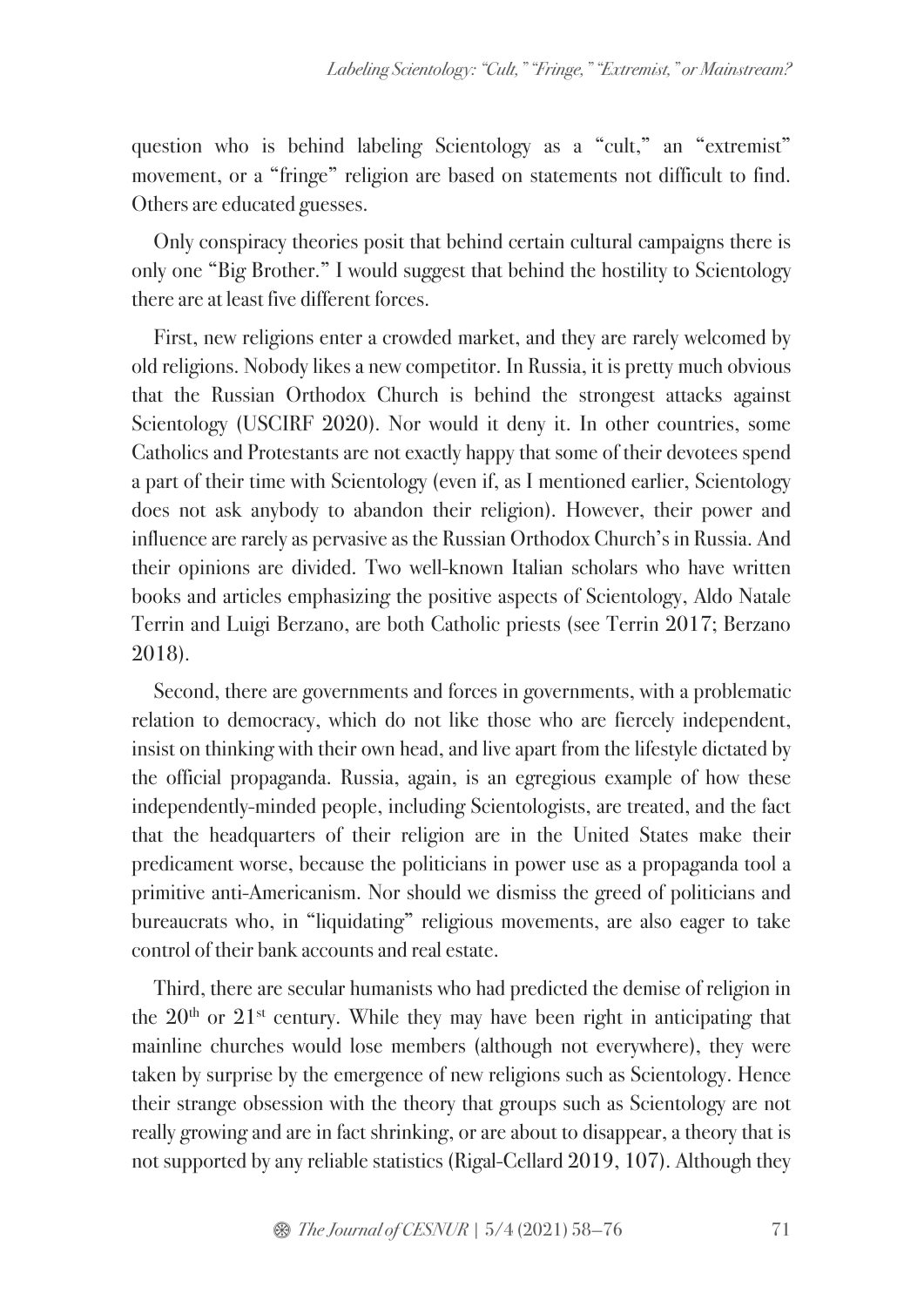question who is behind labeling Scientology as a "cult," an "extremist" movement, or a "fringe" religion are based on statements not difficult to find. Others are educated guesses.

Only conspiracy theories posit that behind certain cultural campaigns there is only one "Big Brother." I would suggest that behind the hostility to Scientology there are at least five different forces.

First, new religions enter a crowded market, and they are rarely welcomed by old religions. Nobody likes a new competitor. In Russia, it is pretty much obvious that the Russian Orthodox Church is behind the strongest attacks against Scientology (USCIRF 2020). Nor would it deny it. In other countries, some Catholics and Protestants are not exactly happy that some of their devotees spend a part of their time with Scientology (even if, as I mentioned earlier, Scientology does not ask anybody to abandon their religion). However, their power and influence are rarely as pervasive as the Russian Orthodox Church's in Russia. And their opinions are divided. Two well-known Italian scholars who have written books and articles emphasizing the positive aspects of Scientology, Aldo Natale Terrin and Luigi Berzano, are both Catholic priests (see Terrin 2017; Berzano 2018).

Second, there are governments and forces in governments, with a problematic relation to democracy, which do not like those who are fiercely independent, insist on thinking with their own head, and live apart from the lifestyle dictated by the official propaganda. Russia, again, is an egregious example of how these independently-minded people, including Scientologists, are treated, and the fact that the headquarters of their religion are in the United States make their predicament worse, because the politicians in power use as a propaganda tool a primitive anti-Americanism. Nor should we dismiss the greed of politicians and bureaucrats who, in "liquidating" religious movements, are also eager to take control of their bank accounts and real estate.

Third, there are secular humanists who had predicted the demise of religion in the 20th or 21st century. While they may have been right in anticipating that mainline churches would lose members (although not everywhere), they were taken by surprise by the emergence of new religions such as Scientology. Hence their strange obsession with the theory that groups such as Scientology are not really growing and are in fact shrinking, or are about to disappear, a theory that is not supported by any reliable statistics (Rigal-Cellard 2019, 107). Although they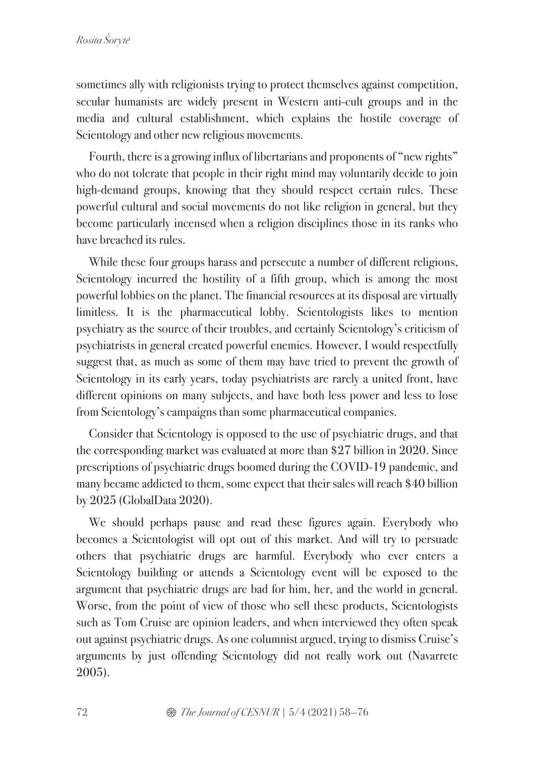sometimes ally with religionists trying to protect themselves against competition, secular humanists are widely present in Western anti-cult groups and in the media and cultural establishment, which explains the hostile coverage of Scientology and other new religious movements.

Fourth, there is a growing influx of libertarians and proponents of "new rights" who do not tolerate that people in their right mind may voluntarily decide to join high-demand groups, knowing that they should respect certain rules. These powerful cultural and social movements do not like religion in general, but they become particularly incensed when a religion disciplines those in its ranks who have breached its rules.

While these four groups harass and persecute a number of different religions, Scientology incurred the hostility of a fifth group, which is among the most powerful lobbies on the planet. The financial resources at its disposal are virtually limitless. It is the pharmaceutical lobby. Scientologists likes to mention psychiatry as the source of their troubles, and certainly Scientology's criticism of psychiatrists in general created powerful enemies. However, I would respectfully suggest that, as much as some of them may have tried to prevent the growth of Scientology in its early years, today psychiatrists are rarely a united front, have different opinions on many subjects, and have both less power and less to lose from Scientology's campaigns than some pharmaceutical companies.

Consider that Scientology is opposed to the use of psychiatric drugs, and that the corresponding market was evaluated at more than $27 billion in 2020. Since prescriptions of psychiatric drugs boomed during the COVID-19 pandemic, and many became addicted to them, some expect that their sales will reach $40 billion by 2025 (GlobalData 2020).

We should perhaps pause and read these figures again. Everybody who becomes a Scientologist will opt out of this market. And will try to persuade others that psychiatric drugs are harmful. Everybody who ever enters a Scientology building or attends a Scientology event will be exposed to the argument that psychiatric drugs are bad for him, her, and the world in general. Worse, from the point of view of those who sell these products, Scientologists such as Tom Cruise are opinion leaders, and when interviewed they often speak out against psychiatric drugs. As one columnist argued, trying to dismiss Cruise's arguments by just offending Scientology did not really work out (Navarrete 2005).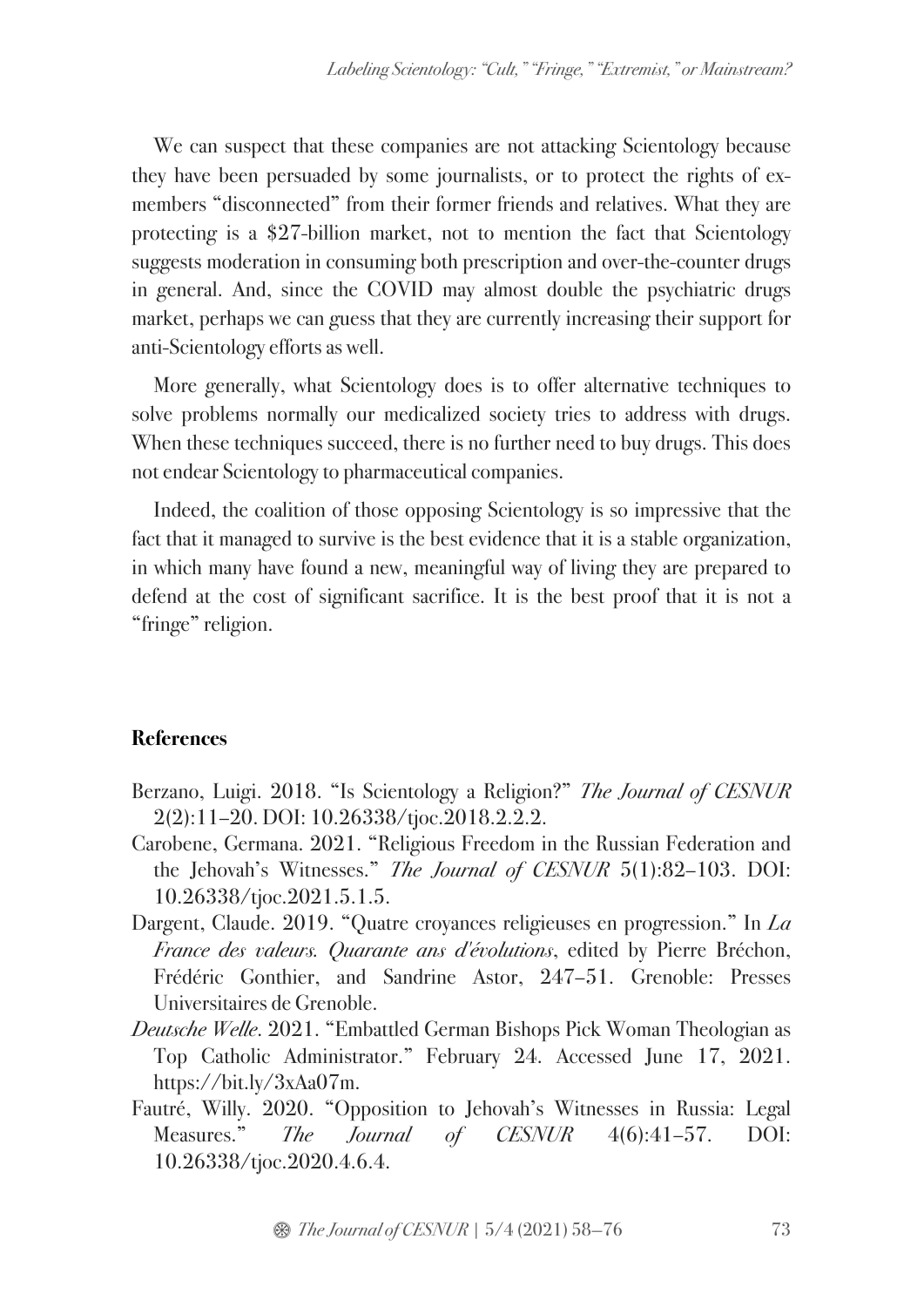We can suspect that these companies are not attacking Scientology because they have been persuaded by some journalists, or to protect the rights of ex-members "disconnected" from their former friends and relatives. What they are protecting is a \$27-billion market, not to mention the fact that Scientology suggests moderation in consuming both prescription and over-the-counter drugs in general. And, since the COVID may almost double the psychiatric drugs market, perhaps we can guess that they are currently increasing their support for anti-Scientology efforts as well.

More generally, what Scientology does is to offer alternative techniques to solve problems normally our medicalized society tries to address with drugs. When these techniques succeed, there is no further need to buy drugs. This does not endear Scientology to pharmaceutical companies.

Indeed, the coalition of those opposing Scientology is so impressive that the fact that it managed to survive is the best evidence that it is a stable organization, in which many have found a new, meaningful way of living they are prepared to defend at the cost of significant sacrifice. It is the best proof that it is not a "fringe" religion.

**References**

Berzano, Luigi. 2018. "Is Scientology a Religion?" *The Journal of CESNUR* 2(2):11–20. DOI: 10.26338/tjoc.2018.2.2.2.

Carobene, Germana. 2021. "Religious Freedom in the Russian Federation and the Jehovah's Witnesses." *The Journal of CESNUR* 5(1):82–103. DOI: 10.26338/tjoc.2021.5.1.5.

Dargent, Claude. 2019. "Quatre croyances religieuses en progression." In *La France des valeurs. Quarante ans d'évolutions*, edited by Pierre Bréchon, Frédéric Gonthier, and Sandrine Astor, 247–51. Grenoble: Presses Universitaires de Grenoble.

*Deutsche Welle*. 2021. "Embattled German Bishops Pick Woman Theologian as Top Catholic Administrator." February 24. Accessed June 17, 2021. https://bit.ly/3xAa07m.

Fautré, Willy. 2020. "Opposition to Jehovah's Witnesses in Russia: Legal Measures." *The Journal of CESNUR* 4(6):41–57. DOI: 10.26338/tjoc.2020.4.6.4.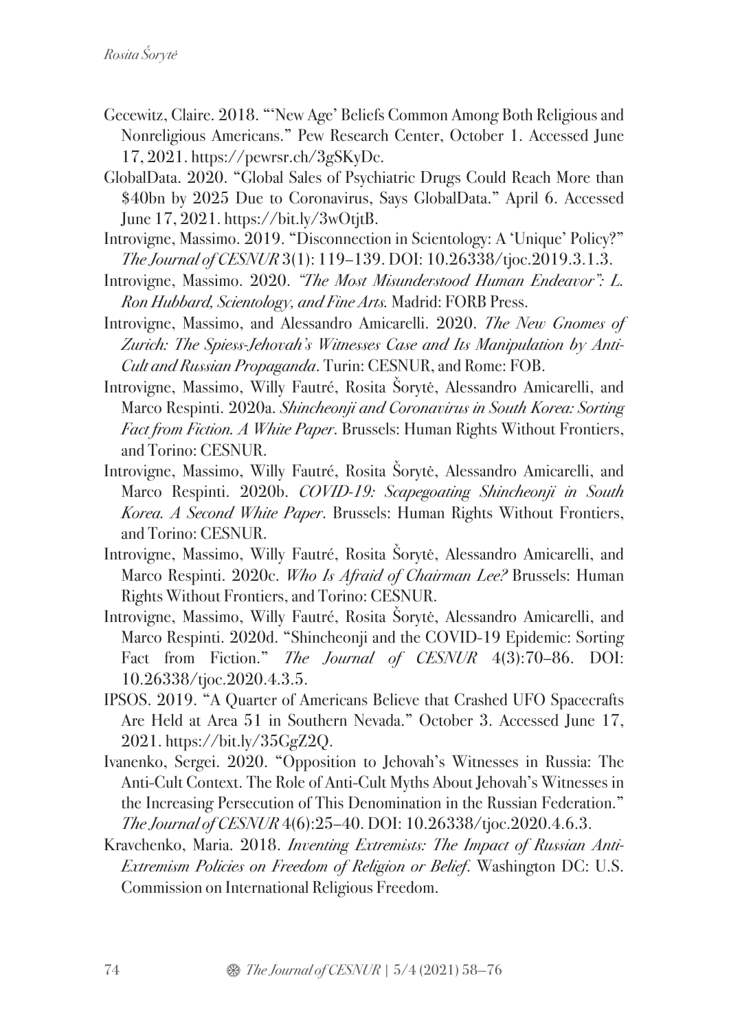Gecewitz, Claire. 2018. "'New Age' Beliefs Common Among Both Religious and Nonreligious Americans." Pew Research Center, October 1. Accessed June 17, 2021. https://pewrsr.ch/3gSKyDc.

GlobalData. 2020. "Global Sales of Psychiatric Drugs Could Reach More than $40bn by 2025 Due to Coronavirus, Says GlobalData." April 6. Accessed June 17, 2021. https://bit.ly/3wOtjtB.

Introvigne, Massimo. 2019. "Disconnection in Scientology: A 'Unique' Policy?" *The Journal of CESNUR* 3(1): 119–139. DOI: 10.26338/tjoc.2019.3.1.3.

Introvigne, Massimo. 2020. *"The Most Misunderstood Human Endeavor": L. Ron Hubbard, Scientology, and Fine Arts.* Madrid: FORB Press.

Introvigne, Massimo, and Alessandro Amicarelli. 2020. *The New Gnomes of Zurich: The Spiess-Jehovah's Witnesses Case and Its Manipulation by Anti-Cult and Russian Propaganda*. Turin: CESNUR, and Rome: FOB.

Introvigne, Massimo, Willy Fautré, Rosita Šorytė, Alessandro Amicarelli, and Marco Respinti. 2020a. *Shincheonji and Coronavirus in South Korea: Sorting Fact from Fiction. A White Paper*. Brussels: Human Rights Without Frontiers, and Torino: CESNUR.

Introvigne, Massimo, Willy Fautré, Rosita Šorytė, Alessandro Amicarelli, and Marco Respinti. 2020b. *COVID-19: Scapegoating Shincheonji in South Korea. A Second White Paper*. Brussels: Human Rights Without Frontiers, and Torino: CESNUR.

Introvigne, Massimo, Willy Fautré, Rosita Šorytė, Alessandro Amicarelli, and Marco Respinti. 2020c. *Who Is Afraid of Chairman Lee?* Brussels: Human Rights Without Frontiers, and Torino: CESNUR.

Introvigne, Massimo, Willy Fautré, Rosita Šorytė, Alessandro Amicarelli, and Marco Respinti. 2020d. "Shincheonji and the COVID-19 Epidemic: Sorting Fact from Fiction." *The Journal of CESNUR* 4(3):70–86. DOI: 10.26338/tjoc.2020.4.3.5.

IPSOS. 2019. "A Quarter of Americans Believe that Crashed UFO Spacecrafts Are Held at Area 51 in Southern Nevada." October 3. Accessed June 17, 2021. https://bit.ly/35GgZ2Q.

Ivanenko, Sergei. 2020. "Opposition to Jehovah's Witnesses in Russia: The Anti-Cult Context. The Role of Anti-Cult Myths About Jehovah's Witnesses in the Increasing Persecution of This Denomination in the Russian Federation." *The Journal of CESNUR* 4(6):25–40. DOI: 10.26338/tjoc.2020.4.6.3.

Kravchenko, Maria. 2018. *Inventing Extremists: The Impact of Russian Anti-Extremism Policies on Freedom of Religion or Belief*. Washington DC: U.S. Commission on International Religious Freedom.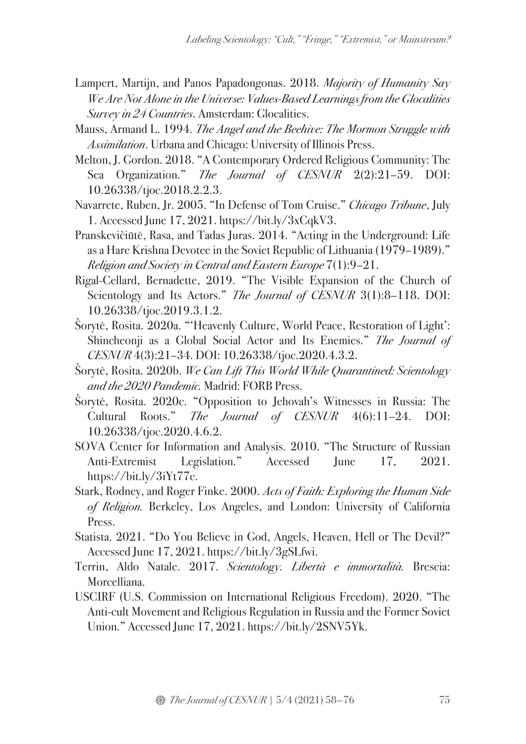Lampert, Martijn, and Panos Papadongonas. 2018. *Majority of Humanity Say We Are Not Alone in the Universe: Values-Based Learnings from the Glocalities Survey in 24 Countries*. Amsterdam: Glocalities.

Mauss, Armand L. 1994. *The Angel and the Beehive: The Mormon Struggle with Assimilation*. Urbana and Chicago: University of Illinois Press.

Melton, J. Gordon. 2018. "A Contemporary Ordered Religious Community: The Sea Organization." *The Journal of CESNUR* 2(2):21–59. DOI: 10.26338/tjoc.2018.2.2.3.

Navarrete, Ruben, Jr. 2005. "In Defense of Tom Cruise." *Chicago Tribune*, July 1. Accessed June 17, 2021. https://bit.ly/3xCqkV3.

Pranskevičiūtė, Rasa, and Tadas Juras. 2014. "Acting in the Underground: Life as a Hare Krishna Devotee in the Soviet Republic of Lithuania (1979–1989)." *Religion and Society in Central and Eastern Europe* 7(1):9–21.

Rigal-Cellard, Bernadette, 2019. "The Visible Expansion of the Church of Scientology and Its Actors." *The Journal of CESNUR* 3(1):8–118. DOI: 10.26338/tjoc.2019.3.1.2.

Šorytė, Rosita. 2020a. "'Heavenly Culture, World Peace, Restoration of Light': Shincheonji as a Global Social Actor and Its Enemies." *The Journal of CESNUR* 4(3):21–34. DOI: 10.26338/tjoc.2020.4.3.2.

Šorytė, Rosita. 2020b. *We Can Lift This World While Quarantined: Scientology and the 2020 Pandemic.* Madrid: FORB Press.

Šorytė, Rosita. 2020c. "Opposition to Jehovah's Witnesses in Russia: The Cultural Roots." *The Journal of CESNUR* 4(6):11–24. DOI: 10.26338/tjoc.2020.4.6.2.

SOVA Center for Information and Analysis. 2010. "The Structure of Russian Anti-Extremist Legislation." Accessed June 17, 2021. https://bit.ly/3iYt77c.

Stark, Rodney, and Roger Finke. 2000. *Acts of Faith: Exploring the Human Side of Religion.* Berkeley, Los Angeles, and London: University of California Press.

Statista. 2021. "Do You Believe in God, Angels, Heaven, Hell or The Devil?" Accessed June 17, 2021. https://bit.ly/3gSLfwi.

Terrin, Aldo Natale. 2017. *Scientology. Libertà e immortalità.* Brescia: Morcelliana.

USCIRF (U.S. Commission on International Religious Freedom). 2020. "The Anti-cult Movement and Religious Regulation in Russia and the Former Soviet Union." Accessed June 17, 2021. https://bit.ly/2SNV5Yk.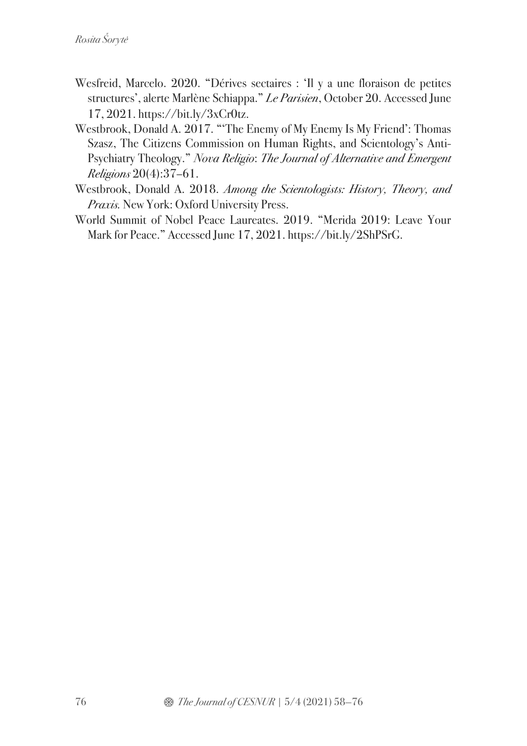Wesfreid, Marcelo. 2020. "Dérives sectaires : 'Il y a une floraison de petites structures', alerte Marlène Schiappa." *Le Parisien*, October 20. Accessed June 17, 2021. https://bit.ly/3xCr0tz.

Westbrook, Donald A. 2017. "'The Enemy of My Enemy Is My Friend': Thomas Szasz, The Citizens Commission on Human Rights, and Scientology's Anti-Psychiatry Theology." *Nova Religio*: *The Journal of Alternative and Emergent Religions* 20(4):37–61.

Westbrook, Donald A. 2018. *Among the Scientologists: History, Theory, and Praxis.* New York: Oxford University Press.

World Summit of Nobel Peace Laureates. 2019. "Merida 2019: Leave Your Mark for Peace." Accessed June 17, 2021. https://bit.ly/2ShPSrG.